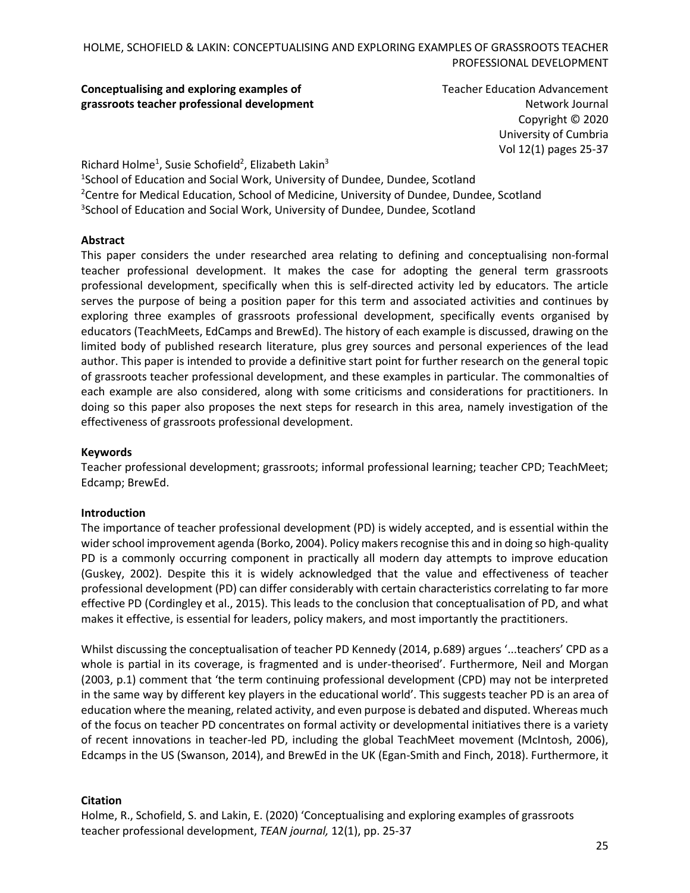**Conceptualising and exploring examples of grassroots teacher professional development**

Teacher Education Advancement Network Journal
Copyright © 2020
University of Cumbria
Vol 12(1) pages 25-37

Richard Holme[1], Susie Schofield[2], Elizabeth Lakin[3]

[1]School of Education and Social Work, University of Dundee, Dundee, Scotland
[2]Centre for Medical Education, School of Medicine, University of Dundee, Dundee, Scotland
[3]School of Education and Social Work, University of Dundee, Dundee, Scotland

**Abstract**

This paper considers the under researched area relating to defining and conceptualising non-formal teacher professional development. It makes the case for adopting the general term grassroots professional development, specifically when this is self-directed activity led by educators. The article serves the purpose of being a position paper for this term and associated activities and continues by exploring three examples of grassroots professional development, specifically events organised by educators (TeachMeets, EdCamps and BrewEd). The history of each example is discussed, drawing on the limited body of published research literature, plus grey sources and personal experiences of the lead author. This paper is intended to provide a definitive start point for further research on the general topic of grassroots teacher professional development, and these examples in particular. The commonalties of each example are also considered, along with some criticisms and considerations for practitioners. In doing so this paper also proposes the next steps for research in this area, namely investigation of the effectiveness of grassroots professional development.

**Keywords**

Teacher professional development; grassroots; informal professional learning; teacher CPD; TeachMeet; Edcamp; BrewEd.

**Introduction**

The importance of teacher professional development (PD) is widely accepted, and is essential within the wider school improvement agenda (Borko, 2004). Policy makers recognise this and in doing so high-quality PD is a commonly occurring component in practically all modern day attempts to improve education (Guskey, 2002). Despite this it is widely acknowledged that the value and effectiveness of teacher professional development (PD) can differ considerably with certain characteristics correlating to far more effective PD (Cordingley et al., 2015). This leads to the conclusion that conceptualisation of PD, and what makes it effective, is essential for leaders, policy makers, and most importantly the practitioners.

Whilst discussing the conceptualisation of teacher PD Kennedy (2014, p.689) argues '...teachers' CPD as a whole is partial in its coverage, is fragmented and is under-theorised'. Furthermore, Neil and Morgan (2003, p.1) comment that 'the term continuing professional development (CPD) may not be interpreted in the same way by different key players in the educational world'. This suggests teacher PD is an area of education where the meaning, related activity, and even purpose is debated and disputed. Whereas much of the focus on teacher PD concentrates on formal activity or developmental initiatives there is a variety of recent innovations in teacher-led PD, including the global TeachMeet movement (McIntosh, 2006), Edcamps in the US (Swanson, 2014), and BrewEd in the UK (Egan-Smith and Finch, 2018). Furthermore, it

**Citation**

Holme, R., Schofield, S. and Lakin, E. (2020) 'Conceptualising and exploring examples of grassroots teacher professional development, *TEAN journal,* 12(1), pp. 25-37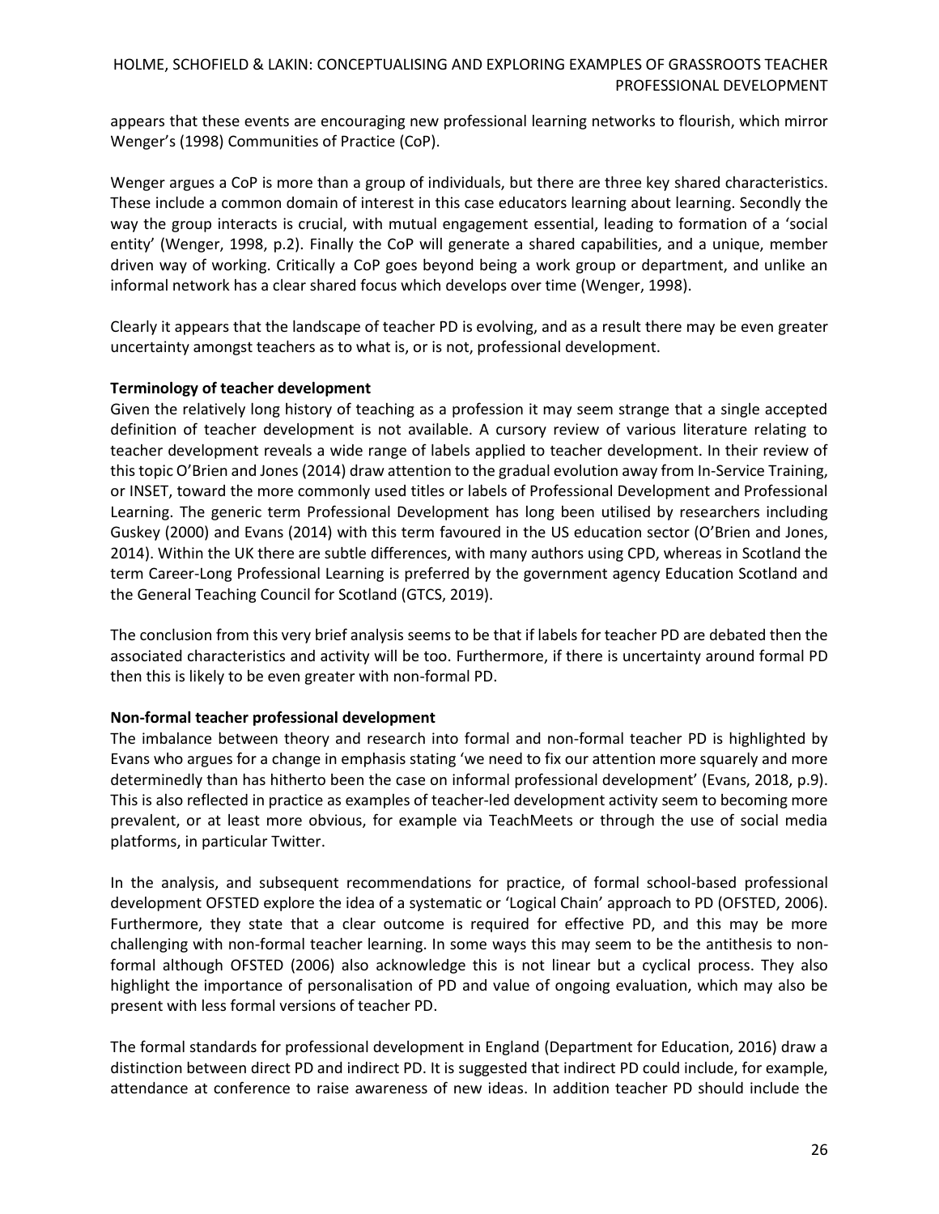appears that these events are encouraging new professional learning networks to flourish, which mirror Wenger's (1998) Communities of Practice (CoP).

Wenger argues a CoP is more than a group of individuals, but there are three key shared characteristics. These include a common domain of interest in this case educators learning about learning. Secondly the way the group interacts is crucial, with mutual engagement essential, leading to formation of a 'social entity' (Wenger, 1998, p.2). Finally the CoP will generate a shared capabilities, and a unique, member driven way of working. Critically a CoP goes beyond being a work group or department, and unlike an informal network has a clear shared focus which develops over time (Wenger, 1998).

Clearly it appears that the landscape of teacher PD is evolving, and as a result there may be even greater uncertainty amongst teachers as to what is, or is not, professional development.

**Terminology of teacher development**

Given the relatively long history of teaching as a profession it may seem strange that a single accepted definition of teacher development is not available. A cursory review of various literature relating to teacher development reveals a wide range of labels applied to teacher development. In their review of this topic O'Brien and Jones (2014) draw attention to the gradual evolution away from In-Service Training, or INSET, toward the more commonly used titles or labels of Professional Development and Professional Learning. The generic term Professional Development has long been utilised by researchers including Guskey (2000) and Evans (2014) with this term favoured in the US education sector (O'Brien and Jones, 2014). Within the UK there are subtle differences, with many authors using CPD, whereas in Scotland the term Career-Long Professional Learning is preferred by the government agency Education Scotland and the General Teaching Council for Scotland (GTCS, 2019).

The conclusion from this very brief analysis seems to be that if labels for teacher PD are debated then the associated characteristics and activity will be too. Furthermore, if there is uncertainty around formal PD then this is likely to be even greater with non-formal PD.

**Non-formal teacher professional development**

The imbalance between theory and research into formal and non-formal teacher PD is highlighted by Evans who argues for a change in emphasis stating 'we need to fix our attention more squarely and more determinedly than has hitherto been the case on informal professional development' (Evans, 2018, p.9). This is also reflected in practice as examples of teacher-led development activity seem to becoming more prevalent, or at least more obvious, for example via TeachMeets or through the use of social media platforms, in particular Twitter.

In the analysis, and subsequent recommendations for practice, of formal school-based professional development OFSTED explore the idea of a systematic or 'Logical Chain' approach to PD (OFSTED, 2006). Furthermore, they state that a clear outcome is required for effective PD, and this may be more challenging with non-formal teacher learning. In some ways this may seem to be the antithesis to non-formal although OFSTED (2006) also acknowledge this is not linear but a cyclical process. They also highlight the importance of personalisation of PD and value of ongoing evaluation, which may also be present with less formal versions of teacher PD.

The formal standards for professional development in England (Department for Education, 2016) draw a distinction between direct PD and indirect PD. It is suggested that indirect PD could include, for example, attendance at conference to raise awareness of new ideas. In addition teacher PD should include the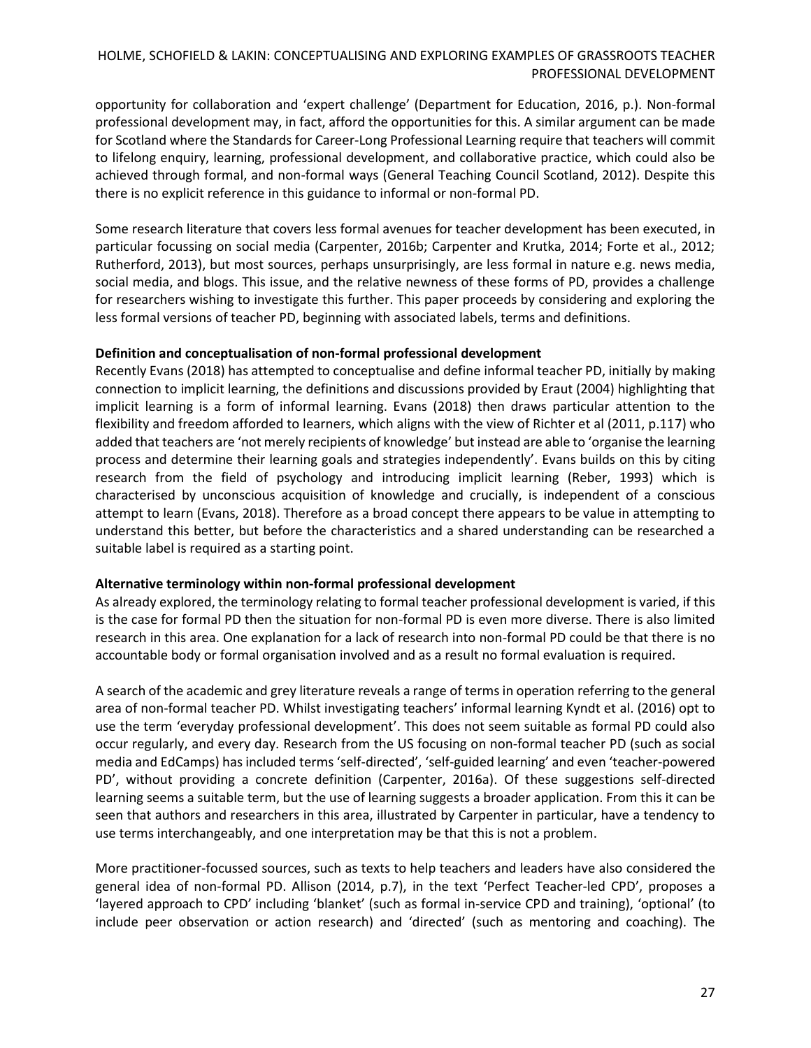opportunity for collaboration and 'expert challenge' (Department for Education, 2016, p.). Non-formal professional development may, in fact, afford the opportunities for this. A similar argument can be made for Scotland where the Standards for Career-Long Professional Learning require that teachers will commit to lifelong enquiry, learning, professional development, and collaborative practice, which could also be achieved through formal, and non-formal ways (General Teaching Council Scotland, 2012). Despite this there is no explicit reference in this guidance to informal or non-formal PD.

Some research literature that covers less formal avenues for teacher development has been executed, in particular focussing on social media (Carpenter, 2016b; Carpenter and Krutka, 2014; Forte et al., 2012; Rutherford, 2013), but most sources, perhaps unsurprisingly, are less formal in nature e.g. news media, social media, and blogs. This issue, and the relative newness of these forms of PD, provides a challenge for researchers wishing to investigate this further. This paper proceeds by considering and exploring the less formal versions of teacher PD, beginning with associated labels, terms and definitions.

**Definition and conceptualisation of non-formal professional development**

Recently Evans (2018) has attempted to conceptualise and define informal teacher PD, initially by making connection to implicit learning, the definitions and discussions provided by Eraut (2004) highlighting that implicit learning is a form of informal learning. Evans (2018) then draws particular attention to the flexibility and freedom afforded to learners, which aligns with the view of Richter et al (2011, p.117) who added that teachers are 'not merely recipients of knowledge' but instead are able to 'organise the learning process and determine their learning goals and strategies independently'. Evans builds on this by citing research from the field of psychology and introducing implicit learning (Reber, 1993) which is characterised by unconscious acquisition of knowledge and crucially, is independent of a conscious attempt to learn (Evans, 2018). Therefore as a broad concept there appears to be value in attempting to understand this better, but before the characteristics and a shared understanding can be researched a suitable label is required as a starting point.

**Alternative terminology within non-formal professional development**

As already explored, the terminology relating to formal teacher professional development is varied, if this is the case for formal PD then the situation for non-formal PD is even more diverse. There is also limited research in this area. One explanation for a lack of research into non-formal PD could be that there is no accountable body or formal organisation involved and as a result no formal evaluation is required.

A search of the academic and grey literature reveals a range of terms in operation referring to the general area of non-formal teacher PD. Whilst investigating teachers' informal learning Kyndt et al. (2016) opt to use the term 'everyday professional development'. This does not seem suitable as formal PD could also occur regularly, and every day. Research from the US focusing on non-formal teacher PD (such as social media and EdCamps) has included terms 'self-directed', 'self-guided learning' and even 'teacher-powered PD', without providing a concrete definition (Carpenter, 2016a). Of these suggestions self-directed learning seems a suitable term, but the use of learning suggests a broader application. From this it can be seen that authors and researchers in this area, illustrated by Carpenter in particular, have a tendency to use terms interchangeably, and one interpretation may be that this is not a problem.

More practitioner-focussed sources, such as texts to help teachers and leaders have also considered the general idea of non-formal PD. Allison (2014, p.7), in the text 'Perfect Teacher-led CPD', proposes a 'layered approach to CPD' including 'blanket' (such as formal in-service CPD and training), 'optional' (to include peer observation or action research) and 'directed' (such as mentoring and coaching). The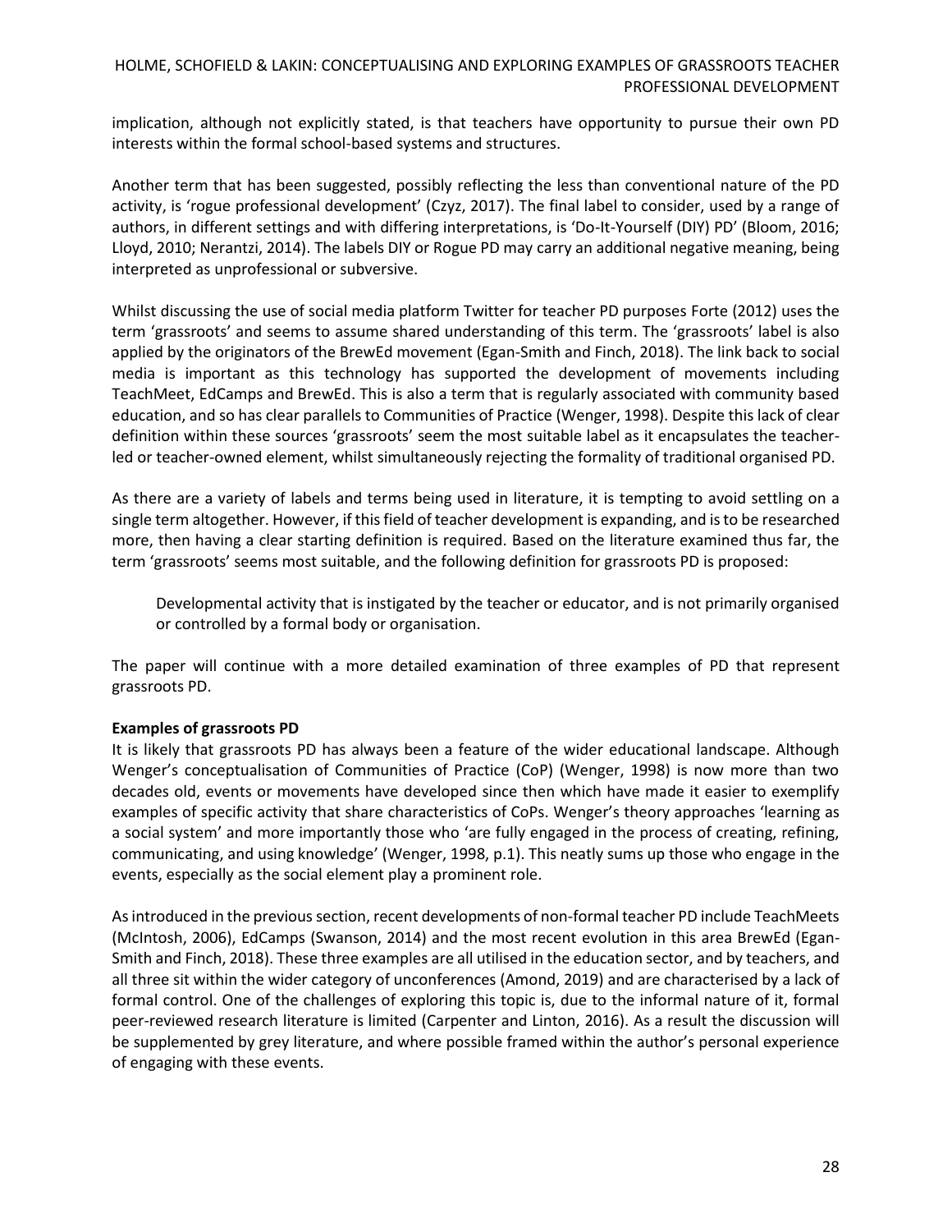implication, although not explicitly stated, is that teachers have opportunity to pursue their own PD interests within the formal school-based systems and structures.

Another term that has been suggested, possibly reflecting the less than conventional nature of the PD activity, is 'rogue professional development' (Czyz, 2017). The final label to consider, used by a range of authors, in different settings and with differing interpretations, is 'Do-It-Yourself (DIY) PD' (Bloom, 2016; Lloyd, 2010; Nerantzi, 2014). The labels DIY or Rogue PD may carry an additional negative meaning, being interpreted as unprofessional or subversive.

Whilst discussing the use of social media platform Twitter for teacher PD purposes Forte (2012) uses the term 'grassroots' and seems to assume shared understanding of this term. The 'grassroots' label is also applied by the originators of the BrewEd movement (Egan-Smith and Finch, 2018). The link back to social media is important as this technology has supported the development of movements including TeachMeet, EdCamps and BrewEd. This is also a term that is regularly associated with community based education, and so has clear parallels to Communities of Practice (Wenger, 1998). Despite this lack of clear definition within these sources 'grassroots' seem the most suitable label as it encapsulates the teacher-led or teacher-owned element, whilst simultaneously rejecting the formality of traditional organised PD.

As there are a variety of labels and terms being used in literature, it is tempting to avoid settling on a single term altogether. However, if this field of teacher development is expanding, and is to be researched more, then having a clear starting definition is required. Based on the literature examined thus far, the term 'grassroots' seems most suitable, and the following definition for grassroots PD is proposed:

> Developmental activity that is instigated by the teacher or educator, and is not primarily organised or controlled by a formal body or organisation.

The paper will continue with a more detailed examination of three examples of PD that represent grassroots PD.

**Examples of grassroots PD**

It is likely that grassroots PD has always been a feature of the wider educational landscape. Although Wenger's conceptualisation of Communities of Practice (CoP) (Wenger, 1998) is now more than two decades old, events or movements have developed since then which have made it easier to exemplify examples of specific activity that share characteristics of CoPs. Wenger's theory approaches 'learning as a social system' and more importantly those who 'are fully engaged in the process of creating, refining, communicating, and using knowledge' (Wenger, 1998, p.1). This neatly sums up those who engage in the events, especially as the social element play a prominent role.

As introduced in the previous section, recent developments of non-formal teacher PD include TeachMeets (McIntosh, 2006), EdCamps (Swanson, 2014) and the most recent evolution in this area BrewEd (Egan-Smith and Finch, 2018). These three examples are all utilised in the education sector, and by teachers, and all three sit within the wider category of unconferences (Amond, 2019) and are characterised by a lack of formal control. One of the challenges of exploring this topic is, due to the informal nature of it, formal peer-reviewed research literature is limited (Carpenter and Linton, 2016). As a result the discussion will be supplemented by grey literature, and where possible framed within the author's personal experience of engaging with these events.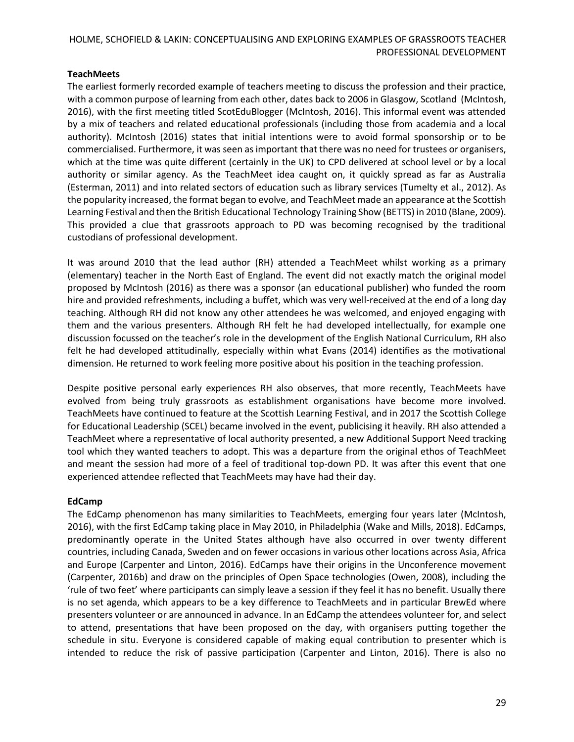**TeachMeets**

The earliest formerly recorded example of teachers meeting to discuss the profession and their practice, with a common purpose of learning from each other, dates back to 2006 in Glasgow, Scotland (McIntosh, 2016), with the first meeting titled ScotEduBlogger (McIntosh, 2016). This informal event was attended by a mix of teachers and related educational professionals (including those from academia and a local authority). McIntosh (2016) states that initial intentions were to avoid formal sponsorship or to be commercialised. Furthermore, it was seen as important that there was no need for trustees or organisers, which at the time was quite different (certainly in the UK) to CPD delivered at school level or by a local authority or similar agency. As the TeachMeet idea caught on, it quickly spread as far as Australia (Esterman, 2011) and into related sectors of education such as library services (Tumelty et al., 2012). As the popularity increased, the format began to evolve, and TeachMeet made an appearance at the Scottish Learning Festival and then the British Educational Technology Training Show (BETTS) in 2010 (Blane, 2009). This provided a clue that grassroots approach to PD was becoming recognised by the traditional custodians of professional development.

It was around 2010 that the lead author (RH) attended a TeachMeet whilst working as a primary (elementary) teacher in the North East of England. The event did not exactly match the original model proposed by McIntosh (2016) as there was a sponsor (an educational publisher) who funded the room hire and provided refreshments, including a buffet, which was very well-received at the end of a long day teaching. Although RH did not know any other attendees he was welcomed, and enjoyed engaging with them and the various presenters. Although RH felt he had developed intellectually, for example one discussion focussed on the teacher's role in the development of the English National Curriculum, RH also felt he had developed attitudinally, especially within what Evans (2014) identifies as the motivational dimension. He returned to work feeling more positive about his position in the teaching profession.

Despite positive personal early experiences RH also observes, that more recently, TeachMeets have evolved from being truly grassroots as establishment organisations have become more involved. TeachMeets have continued to feature at the Scottish Learning Festival, and in 2017 the Scottish College for Educational Leadership (SCEL) became involved in the event, publicising it heavily. RH also attended a TeachMeet where a representative of local authority presented, a new Additional Support Need tracking tool which they wanted teachers to adopt. This was a departure from the original ethos of TeachMeet and meant the session had more of a feel of traditional top-down PD. It was after this event that one experienced attendee reflected that TeachMeets may have had their day.

**EdCamp**

The EdCamp phenomenon has many similarities to TeachMeets, emerging four years later (McIntosh, 2016), with the first EdCamp taking place in May 2010, in Philadelphia (Wake and Mills, 2018). EdCamps, predominantly operate in the United States although have also occurred in over twenty different countries, including Canada, Sweden and on fewer occasions in various other locations across Asia, Africa and Europe (Carpenter and Linton, 2016). EdCamps have their origins in the Unconference movement (Carpenter, 2016b) and draw on the principles of Open Space technologies (Owen, 2008), including the 'rule of two feet' where participants can simply leave a session if they feel it has no benefit. Usually there is no set agenda, which appears to be a key difference to TeachMeets and in particular BrewEd where presenters volunteer or are announced in advance. In an EdCamp the attendees volunteer for, and select to attend, presentations that have been proposed on the day, with organisers putting together the schedule in situ. Everyone is considered capable of making equal contribution to presenter which is intended to reduce the risk of passive participation (Carpenter and Linton, 2016). There is also no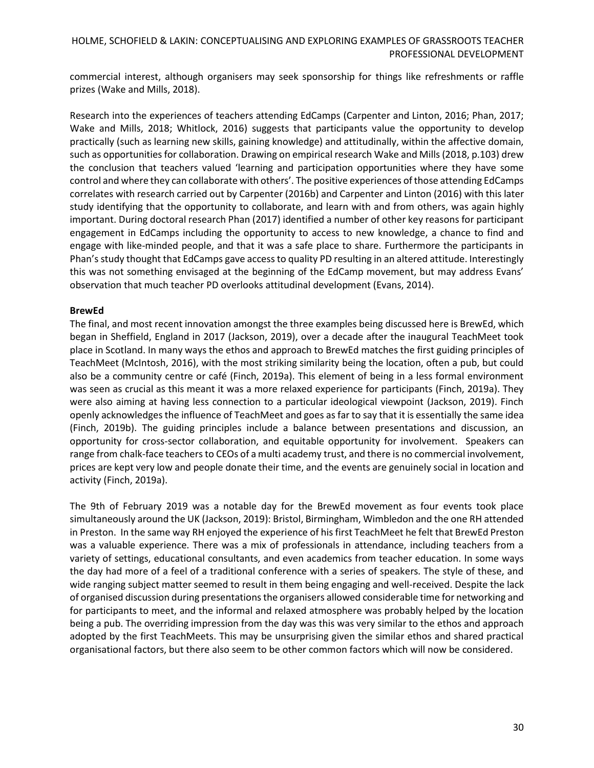commercial interest, although organisers may seek sponsorship for things like refreshments or raffle prizes (Wake and Mills, 2018).

Research into the experiences of teachers attending EdCamps (Carpenter and Linton, 2016; Phan, 2017; Wake and Mills, 2018; Whitlock, 2016) suggests that participants value the opportunity to develop practically (such as learning new skills, gaining knowledge) and attitudinally, within the affective domain, such as opportunities for collaboration. Drawing on empirical research Wake and Mills (2018, p.103) drew the conclusion that teachers valued 'learning and participation opportunities where they have some control and where they can collaborate with others'. The positive experiences of those attending EdCamps correlates with research carried out by Carpenter (2016b) and Carpenter and Linton (2016) with this later study identifying that the opportunity to collaborate, and learn with and from others, was again highly important. During doctoral research Phan (2017) identified a number of other key reasons for participant engagement in EdCamps including the opportunity to access to new knowledge, a chance to find and engage with like-minded people, and that it was a safe place to share. Furthermore the participants in Phan's study thought that EdCamps gave access to quality PD resulting in an altered attitude. Interestingly this was not something envisaged at the beginning of the EdCamp movement, but may address Evans' observation that much teacher PD overlooks attitudinal development (Evans, 2014).

**BrewEd**

The final, and most recent innovation amongst the three examples being discussed here is BrewEd, which began in Sheffield, England in 2017 (Jackson, 2019), over a decade after the inaugural TeachMeet took place in Scotland. In many ways the ethos and approach to BrewEd matches the first guiding principles of TeachMeet (McIntosh, 2016), with the most striking similarity being the location, often a pub, but could also be a community centre or café (Finch, 2019a). This element of being in a less formal environment was seen as crucial as this meant it was a more relaxed experience for participants (Finch, 2019a). They were also aiming at having less connection to a particular ideological viewpoint (Jackson, 2019). Finch openly acknowledges the influence of TeachMeet and goes as far to say that it is essentially the same idea (Finch, 2019b). The guiding principles include a balance between presentations and discussion, an opportunity for cross-sector collaboration, and equitable opportunity for involvement. Speakers can range from chalk-face teachers to CEOs of a multi academy trust, and there is no commercial involvement, prices are kept very low and people donate their time, and the events are genuinely social in location and activity (Finch, 2019a).

The 9th of February 2019 was a notable day for the BrewEd movement as four events took place simultaneously around the UK (Jackson, 2019): Bristol, Birmingham, Wimbledon and the one RH attended in Preston. In the same way RH enjoyed the experience of his first TeachMeet he felt that BrewEd Preston was a valuable experience. There was a mix of professionals in attendance, including teachers from a variety of settings, educational consultants, and even academics from teacher education. In some ways the day had more of a feel of a traditional conference with a series of speakers. The style of these, and wide ranging subject matter seemed to result in them being engaging and well-received. Despite the lack of organised discussion during presentations the organisers allowed considerable time for networking and for participants to meet, and the informal and relaxed atmosphere was probably helped by the location being a pub. The overriding impression from the day was this was very similar to the ethos and approach adopted by the first TeachMeets. This may be unsurprising given the similar ethos and shared practical organisational factors, but there also seem to be other common factors which will now be considered.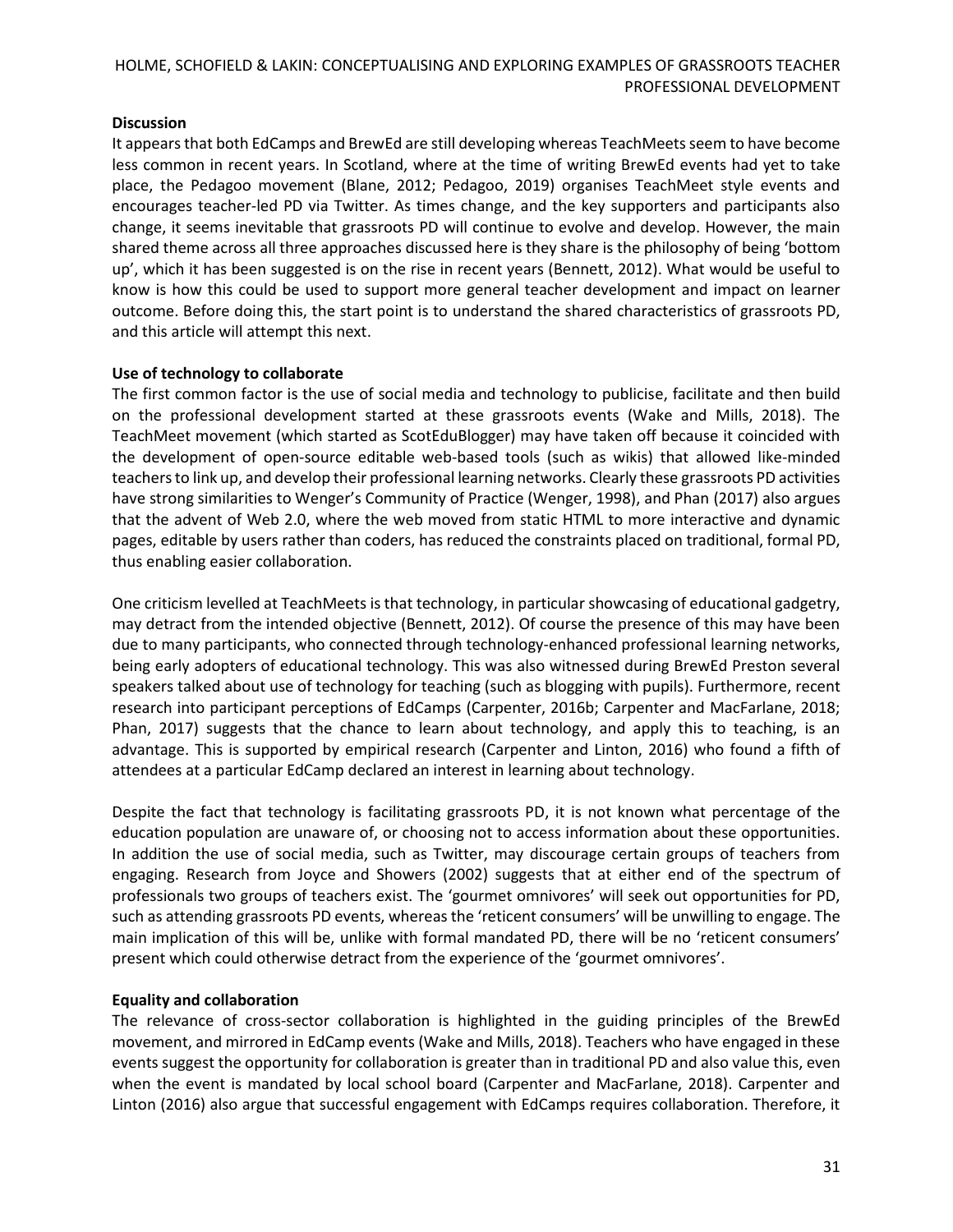**Discussion**

It appears that both EdCamps and BrewEd are still developing whereas TeachMeets seem to have become less common in recent years. In Scotland, where at the time of writing BrewEd events had yet to take place, the Pedagoo movement (Blane, 2012; Pedagoo, 2019) organises TeachMeet style events and encourages teacher-led PD via Twitter. As times change, and the key supporters and participants also change, it seems inevitable that grassroots PD will continue to evolve and develop. However, the main shared theme across all three approaches discussed here is they share is the philosophy of being 'bottom up', which it has been suggested is on the rise in recent years (Bennett, 2012). What would be useful to know is how this could be used to support more general teacher development and impact on learner outcome. Before doing this, the start point is to understand the shared characteristics of grassroots PD, and this article will attempt this next.

**Use of technology to collaborate**

The first common factor is the use of social media and technology to publicise, facilitate and then build on the professional development started at these grassroots events (Wake and Mills, 2018). The TeachMeet movement (which started as ScotEduBlogger) may have taken off because it coincided with the development of open-source editable web-based tools (such as wikis) that allowed like-minded teachers to link up, and develop their professional learning networks. Clearly these grassroots PD activities have strong similarities to Wenger's Community of Practice (Wenger, 1998), and Phan (2017) also argues that the advent of Web 2.0, where the web moved from static HTML to more interactive and dynamic pages, editable by users rather than coders, has reduced the constraints placed on traditional, formal PD, thus enabling easier collaboration.

One criticism levelled at TeachMeets is that technology, in particular showcasing of educational gadgetry, may detract from the intended objective (Bennett, 2012). Of course the presence of this may have been due to many participants, who connected through technology-enhanced professional learning networks, being early adopters of educational technology. This was also witnessed during BrewEd Preston several speakers talked about use of technology for teaching (such as blogging with pupils). Furthermore, recent research into participant perceptions of EdCamps (Carpenter, 2016b; Carpenter and MacFarlane, 2018; Phan, 2017) suggests that the chance to learn about technology, and apply this to teaching, is an advantage. This is supported by empirical research (Carpenter and Linton, 2016) who found a fifth of attendees at a particular EdCamp declared an interest in learning about technology.

Despite the fact that technology is facilitating grassroots PD, it is not known what percentage of the education population are unaware of, or choosing not to access information about these opportunities. In addition the use of social media, such as Twitter, may discourage certain groups of teachers from engaging. Research from Joyce and Showers (2002) suggests that at either end of the spectrum of professionals two groups of teachers exist. The 'gourmet omnivores' will seek out opportunities for PD, such as attending grassroots PD events, whereas the 'reticent consumers' will be unwilling to engage. The main implication of this will be, unlike with formal mandated PD, there will be no 'reticent consumers' present which could otherwise detract from the experience of the 'gourmet omnivores'.

**Equality and collaboration**

The relevance of cross-sector collaboration is highlighted in the guiding principles of the BrewEd movement, and mirrored in EdCamp events (Wake and Mills, 2018). Teachers who have engaged in these events suggest the opportunity for collaboration is greater than in traditional PD and also value this, even when the event is mandated by local school board (Carpenter and MacFarlane, 2018). Carpenter and Linton (2016) also argue that successful engagement with EdCamps requires collaboration. Therefore, it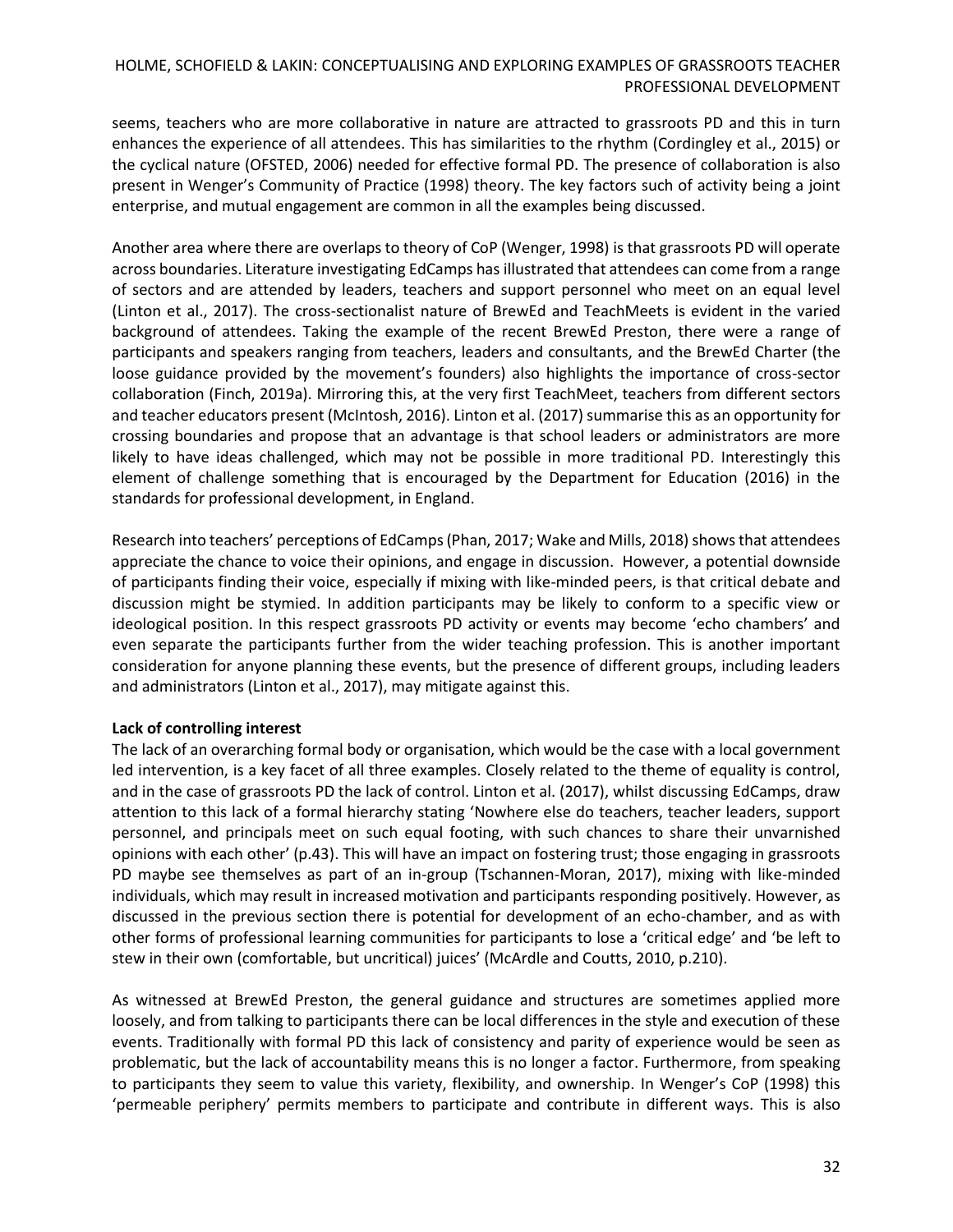seems, teachers who are more collaborative in nature are attracted to grassroots PD and this in turn enhances the experience of all attendees. This has similarities to the rhythm (Cordingley et al., 2015) or the cyclical nature (OFSTED, 2006) needed for effective formal PD. The presence of collaboration is also present in Wenger's Community of Practice (1998) theory. The key factors such of activity being a joint enterprise, and mutual engagement are common in all the examples being discussed.

Another area where there are overlaps to theory of CoP (Wenger, 1998) is that grassroots PD will operate across boundaries. Literature investigating EdCamps has illustrated that attendees can come from a range of sectors and are attended by leaders, teachers and support personnel who meet on an equal level (Linton et al., 2017). The cross-sectionalist nature of BrewEd and TeachMeets is evident in the varied background of attendees. Taking the example of the recent BrewEd Preston, there were a range of participants and speakers ranging from teachers, leaders and consultants, and the BrewEd Charter (the loose guidance provided by the movement's founders) also highlights the importance of cross-sector collaboration (Finch, 2019a). Mirroring this, at the very first TeachMeet, teachers from different sectors and teacher educators present (McIntosh, 2016). Linton et al. (2017) summarise this as an opportunity for crossing boundaries and propose that an advantage is that school leaders or administrators are more likely to have ideas challenged, which may not be possible in more traditional PD. Interestingly this element of challenge something that is encouraged by the Department for Education (2016) in the standards for professional development, in England.

Research into teachers' perceptions of EdCamps (Phan, 2017; Wake and Mills, 2018) shows that attendees appreciate the chance to voice their opinions, and engage in discussion. However, a potential downside of participants finding their voice, especially if mixing with like-minded peers, is that critical debate and discussion might be stymied. In addition participants may be likely to conform to a specific view or ideological position. In this respect grassroots PD activity or events may become 'echo chambers' and even separate the participants further from the wider teaching profession. This is another important consideration for anyone planning these events, but the presence of different groups, including leaders and administrators (Linton et al., 2017), may mitigate against this.

**Lack of controlling interest**

The lack of an overarching formal body or organisation, which would be the case with a local government led intervention, is a key facet of all three examples. Closely related to the theme of equality is control, and in the case of grassroots PD the lack of control. Linton et al. (2017), whilst discussing EdCamps, draw attention to this lack of a formal hierarchy stating 'Nowhere else do teachers, teacher leaders, support personnel, and principals meet on such equal footing, with such chances to share their unvarnished opinions with each other' (p.43). This will have an impact on fostering trust; those engaging in grassroots PD maybe see themselves as part of an in-group (Tschannen-Moran, 2017), mixing with like-minded individuals, which may result in increased motivation and participants responding positively. However, as discussed in the previous section there is potential for development of an echo-chamber, and as with other forms of professional learning communities for participants to lose a 'critical edge' and 'be left to stew in their own (comfortable, but uncritical) juices' (McArdle and Coutts, 2010, p.210).

As witnessed at BrewEd Preston, the general guidance and structures are sometimes applied more loosely, and from talking to participants there can be local differences in the style and execution of these events. Traditionally with formal PD this lack of consistency and parity of experience would be seen as problematic, but the lack of accountability means this is no longer a factor. Furthermore, from speaking to participants they seem to value this variety, flexibility, and ownership. In Wenger's CoP (1998) this 'permeable periphery' permits members to participate and contribute in different ways. This is also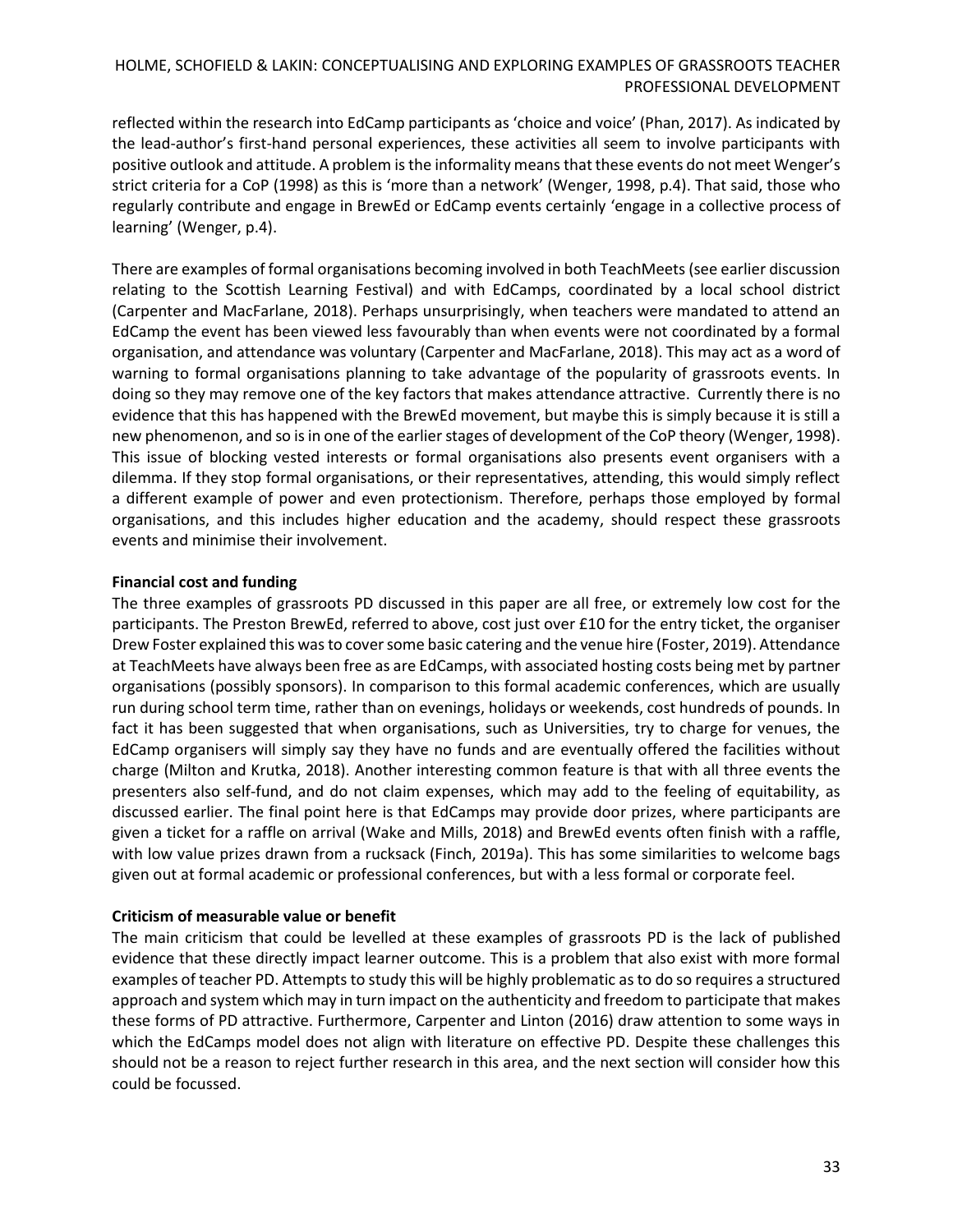reflected within the research into EdCamp participants as 'choice and voice' (Phan, 2017). As indicated by the lead-author's first-hand personal experiences, these activities all seem to involve participants with positive outlook and attitude. A problem is the informality means that these events do not meet Wenger's strict criteria for a CoP (1998) as this is 'more than a network' (Wenger, 1998, p.4). That said, those who regularly contribute and engage in BrewEd or EdCamp events certainly 'engage in a collective process of learning' (Wenger, p.4).

There are examples of formal organisations becoming involved in both TeachMeets (see earlier discussion relating to the Scottish Learning Festival) and with EdCamps, coordinated by a local school district (Carpenter and MacFarlane, 2018). Perhaps unsurprisingly, when teachers were mandated to attend an EdCamp the event has been viewed less favourably than when events were not coordinated by a formal organisation, and attendance was voluntary (Carpenter and MacFarlane, 2018). This may act as a word of warning to formal organisations planning to take advantage of the popularity of grassroots events. In doing so they may remove one of the key factors that makes attendance attractive. Currently there is no evidence that this has happened with the BrewEd movement, but maybe this is simply because it is still a new phenomenon, and so is in one of the earlier stages of development of the CoP theory (Wenger, 1998). This issue of blocking vested interests or formal organisations also presents event organisers with a dilemma. If they stop formal organisations, or their representatives, attending, this would simply reflect a different example of power and even protectionism. Therefore, perhaps those employed by formal organisations, and this includes higher education and the academy, should respect these grassroots events and minimise their involvement.

**Financial cost and funding**

The three examples of grassroots PD discussed in this paper are all free, or extremely low cost for the participants. The Preston BrewEd, referred to above, cost just over £10 for the entry ticket, the organiser Drew Foster explained this was to cover some basic catering and the venue hire (Foster, 2019). Attendance at TeachMeets have always been free as are EdCamps, with associated hosting costs being met by partner organisations (possibly sponsors). In comparison to this formal academic conferences, which are usually run during school term time, rather than on evenings, holidays or weekends, cost hundreds of pounds. In fact it has been suggested that when organisations, such as Universities, try to charge for venues, the EdCamp organisers will simply say they have no funds and are eventually offered the facilities without charge (Milton and Krutka, 2018). Another interesting common feature is that with all three events the presenters also self-fund, and do not claim expenses, which may add to the feeling of equitability, as discussed earlier. The final point here is that EdCamps may provide door prizes, where participants are given a ticket for a raffle on arrival (Wake and Mills, 2018) and BrewEd events often finish with a raffle, with low value prizes drawn from a rucksack (Finch, 2019a). This has some similarities to welcome bags given out at formal academic or professional conferences, but with a less formal or corporate feel.

**Criticism of measurable value or benefit**

The main criticism that could be levelled at these examples of grassroots PD is the lack of published evidence that these directly impact learner outcome. This is a problem that also exist with more formal examples of teacher PD. Attempts to study this will be highly problematic as to do so requires a structured approach and system which may in turn impact on the authenticity and freedom to participate that makes these forms of PD attractive. Furthermore, Carpenter and Linton (2016) draw attention to some ways in which the EdCamps model does not align with literature on effective PD. Despite these challenges this should not be a reason to reject further research in this area, and the next section will consider how this could be focussed.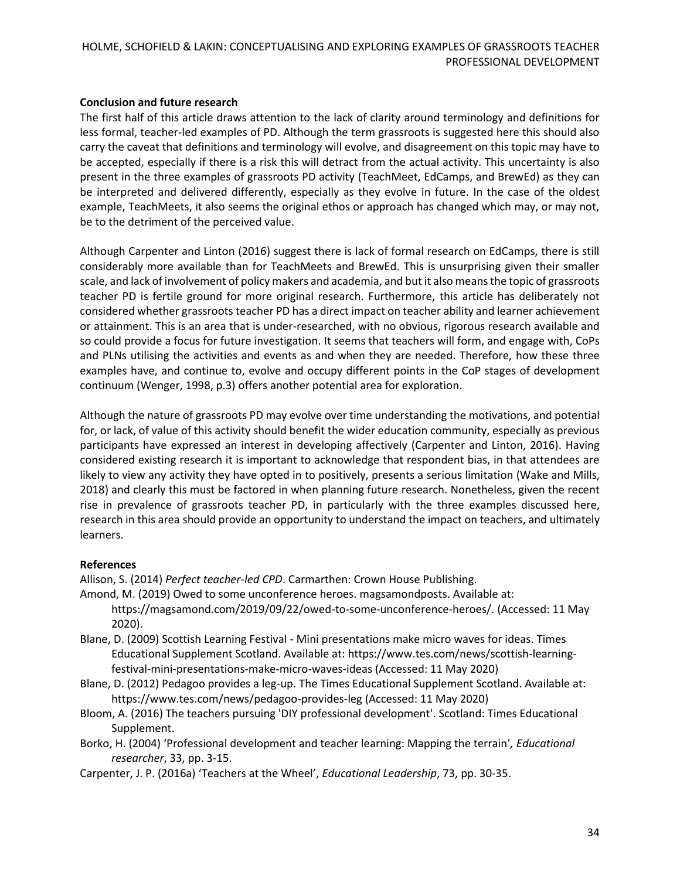## Conclusion and future research

The first half of this article draws attention to the lack of clarity around terminology and definitions for less formal, teacher-led examples of PD. Although the term grassroots is suggested here this should also carry the caveat that definitions and terminology will evolve, and disagreement on this topic may have to be accepted, especially if there is a risk this will detract from the actual activity. This uncertainty is also present in the three examples of grassroots PD activity (TeachMeet, EdCamps, and BrewEd) as they can be interpreted and delivered differently, especially as they evolve in future. In the case of the oldest example, TeachMeets, it also seems the original ethos or approach has changed which may, or may not, be to the detriment of the perceived value.

Although Carpenter and Linton (2016) suggest there is lack of formal research on EdCamps, there is still considerably more available than for TeachMeets and BrewEd. This is unsurprising given their smaller scale, and lack of involvement of policy makers and academia, and but it also means the topic of grassroots teacher PD is fertile ground for more original research. Furthermore, this article has deliberately not considered whether grassroots teacher PD has a direct impact on teacher ability and learner achievement or attainment. This is an area that is under-researched, with no obvious, rigorous research available and so could provide a focus for future investigation. It seems that teachers will form, and engage with, CoPs and PLNs utilising the activities and events as and when they are needed. Therefore, how these three examples have, and continue to, evolve and occupy different points in the CoP stages of development continuum (Wenger, 1998, p.3) offers another potential area for exploration.

Although the nature of grassroots PD may evolve over time understanding the motivations, and potential for, or lack, of value of this activity should benefit the wider education community, especially as previous participants have expressed an interest in developing affectively (Carpenter and Linton, 2016). Having considered existing research it is important to acknowledge that respondent bias, in that attendees are likely to view any activity they have opted in to positively, presents a serious limitation (Wake and Mills, 2018) and clearly this must be factored in when planning future research. Nonetheless, given the recent rise in prevalence of grassroots teacher PD, in particularly with the three examples discussed here, research in this area should provide an opportunity to understand the impact on teachers, and ultimately learners.

## References

Allison, S. (2014) *Perfect teacher-led CPD*. Carmarthen: Crown House Publishing.

Amond, M. (2019) Owed to some unconference heroes. magsamondposts. Available at: https://magsamond.com/2019/09/22/owed-to-some-unconference-heroes/. (Accessed: 11 May 2020).

Blane, D. (2009) Scottish Learning Festival - Mini presentations make micro waves for ideas. Times Educational Supplement Scotland. Available at: https://www.tes.com/news/scottish-learning-festival-mini-presentations-make-micro-waves-ideas (Accessed: 11 May 2020)

Blane, D. (2012) Pedagoo provides a leg-up. The Times Educational Supplement Scotland. Available at: https://www.tes.com/news/pedagoo-provides-leg (Accessed: 11 May 2020)

Bloom, A. (2016) The teachers pursuing 'DIY professional development'. Scotland: Times Educational Supplement.

Borko, H. (2004) 'Professional development and teacher learning: Mapping the terrain'*, Educational researcher*, 33, pp. 3-15.

Carpenter, J. P. (2016a) 'Teachers at the Wheel', *Educational Leadership*, 73, pp. 30-35.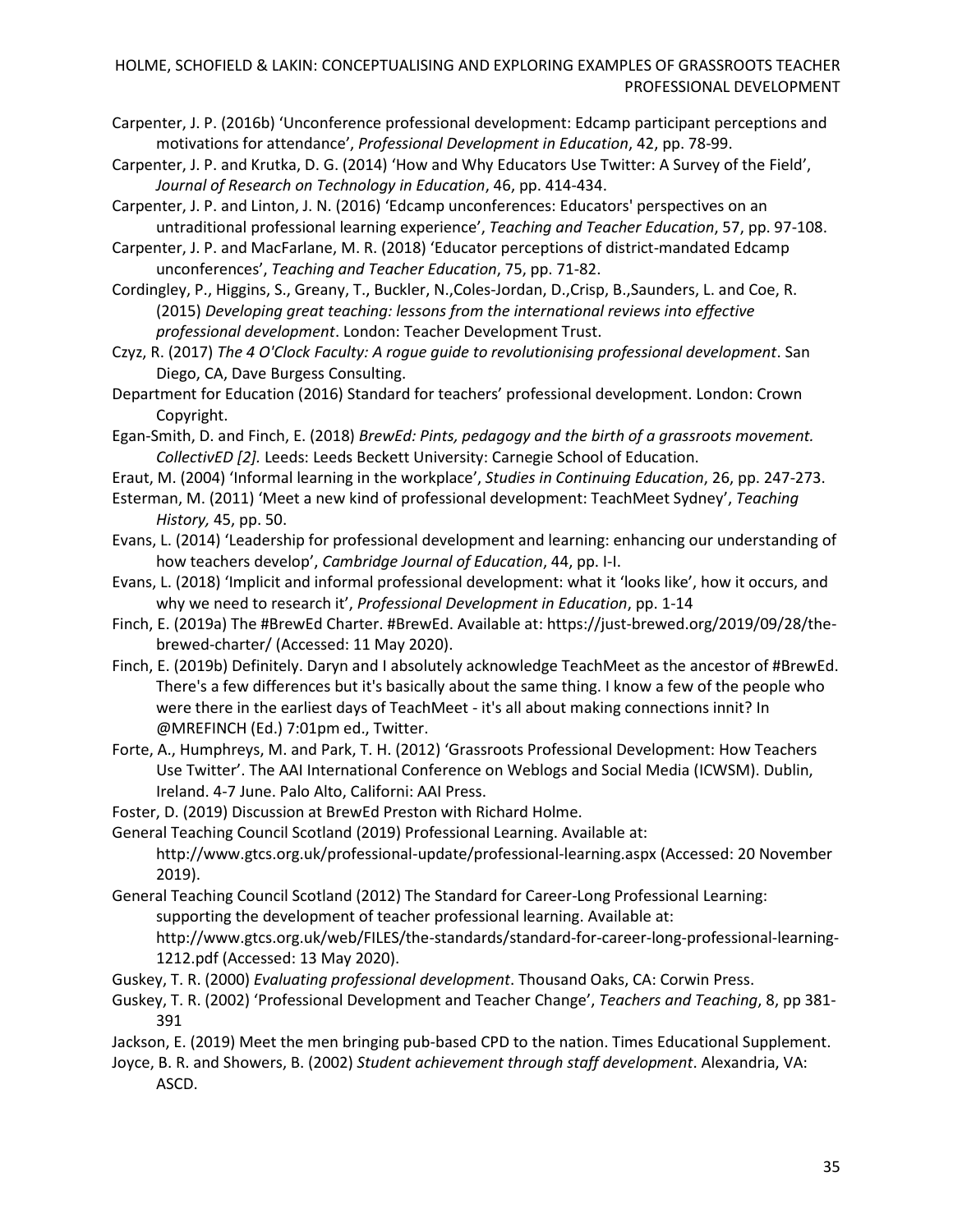Carpenter, J. P. (2016b) 'Unconference professional development: Edcamp participant perceptions and motivations for attendance', *Professional Development in Education*, 42, pp. 78-99.

Carpenter, J. P. and Krutka, D. G. (2014) 'How and Why Educators Use Twitter: A Survey of the Field', *Journal of Research on Technology in Education*, 46, pp. 414-434.

Carpenter, J. P. and Linton, J. N. (2016) 'Edcamp unconferences: Educators' perspectives on an untraditional professional learning experience', *Teaching and Teacher Education*, 57, pp. 97-108.

Carpenter, J. P. and MacFarlane, M. R. (2018) 'Educator perceptions of district-mandated Edcamp unconferences', *Teaching and Teacher Education*, 75, pp. 71-82.

Cordingley, P., Higgins, S., Greany, T., Buckler, N.,Coles-Jordan, D.,Crisp, B.,Saunders, L. and Coe, R. (2015) *Developing great teaching: lessons from the international reviews into effective professional development*. London: Teacher Development Trust.

Czyz, R. (2017) *The 4 O'Clock Faculty: A rogue guide to revolutionising professional development*. San Diego, CA, Dave Burgess Consulting.

Department for Education (2016) Standard for teachers' professional development. London: Crown Copyright.

Egan-Smith, D. and Finch, E. (2018) *BrewEd: Pints, pedagogy and the birth of a grassroots movement. CollectivED [2].* Leeds: Leeds Beckett University: Carnegie School of Education.

Eraut, M. (2004) 'Informal learning in the workplace', *Studies in Continuing Education*, 26, pp. 247-273.

Esterman, M. (2011) 'Meet a new kind of professional development: TeachMeet Sydney', *Teaching History,* 45, pp. 50.

Evans, L. (2014) 'Leadership for professional development and learning: enhancing our understanding of how teachers develop', *Cambridge Journal of Education*, 44, pp. I-I.

Evans, L. (2018) 'Implicit and informal professional development: what it 'looks like', how it occurs, and why we need to research it', *Professional Development in Education*, pp. 1-14

Finch, E. (2019a) The #BrewEd Charter. #BrewEd. Available at: https://just-brewed.org/2019/09/28/the-brewed-charter/ (Accessed: 11 May 2020).

Finch, E. (2019b) Definitely. Daryn and I absolutely acknowledge TeachMeet as the ancestor of #BrewEd. There's a few differences but it's basically about the same thing. I know a few of the people who were there in the earliest days of TeachMeet - it's all about making connections innit? In @MREFINCH (Ed.) 7:01pm ed., Twitter.

Forte, A., Humphreys, M. and Park, T. H. (2012) 'Grassroots Professional Development: How Teachers Use Twitter'. The AAI International Conference on Weblogs and Social Media (ICWSM). Dublin, Ireland. 4-7 June. Palo Alto, Californi: AAI Press.

Foster, D. (2019) Discussion at BrewEd Preston with Richard Holme.

General Teaching Council Scotland (2019) Professional Learning. Available at: http://www.gtcs.org.uk/professional-update/professional-learning.aspx (Accessed: 20 November 2019).

General Teaching Council Scotland (2012) The Standard for Career-Long Professional Learning: supporting the development of teacher professional learning. Available at: http://www.gtcs.org.uk/web/FILES/the-standards/standard-for-career-long-professional-learning-1212.pdf (Accessed: 13 May 2020).

Guskey, T. R. (2000) *Evaluating professional development*. Thousand Oaks, CA: Corwin Press.

Guskey, T. R. (2002) 'Professional Development and Teacher Change', *Teachers and Teaching*, 8, pp 381-391

Jackson, E. (2019) Meet the men bringing pub-based CPD to the nation. Times Educational Supplement.

Joyce, B. R. and Showers, B. (2002) *Student achievement through staff development*. Alexandria, VA: ASCD.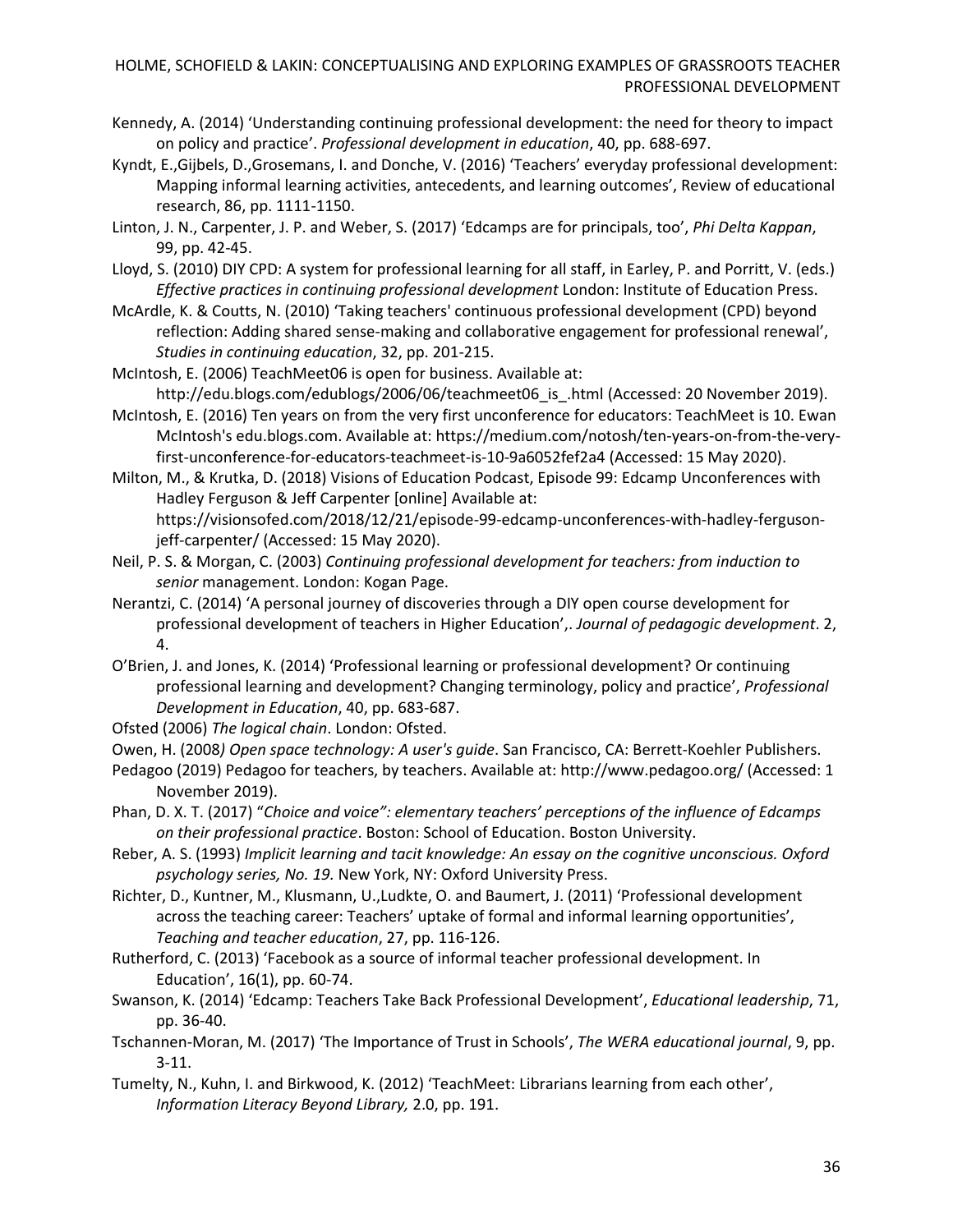Kennedy, A. (2014) 'Understanding continuing professional development: the need for theory to impact on policy and practice'. *Professional development in education*, 40, pp. 688-697.

Kyndt, E.,Gijbels, D.,Grosemans, I. and Donche, V. (2016) 'Teachers' everyday professional development: Mapping informal learning activities, antecedents, and learning outcomes', Review of educational research, 86, pp. 1111-1150.

Linton, J. N., Carpenter, J. P. and Weber, S. (2017) 'Edcamps are for principals, too', *Phi Delta Kappan*, 99, pp. 42-45.

Lloyd, S. (2010) DIY CPD: A system for professional learning for all staff, in Earley, P. and Porritt, V. (eds.) *Effective practices in continuing professional development* London: Institute of Education Press.

McArdle, K. & Coutts, N. (2010) 'Taking teachers' continuous professional development (CPD) beyond reflection: Adding shared sense-making and collaborative engagement for professional renewal', *Studies in continuing education*, 32, pp. 201-215.

McIntosh, E. (2006) TeachMeet06 is open for business. Available at: http://edu.blogs.com/edublogs/2006/06/teachmeet06_is_.html (Accessed: 20 November 2019).

McIntosh, E. (2016) Ten years on from the very first unconference for educators: TeachMeet is 10. Ewan McIntosh's edu.blogs.com. Available at: https://medium.com/notosh/ten-years-on-from-the-very-first-unconference-for-educators-teachmeet-is-10-9a6052fef2a4 (Accessed: 15 May 2020).

Milton, M., & Krutka, D. (2018) Visions of Education Podcast, Episode 99: Edcamp Unconferences with Hadley Ferguson & Jeff Carpenter [online] Available at: https://visionsofed.com/2018/12/21/episode-99-edcamp-unconferences-with-hadley-ferguson-jeff-carpenter/ (Accessed: 15 May 2020).

Neil, P. S. & Morgan, C. (2003) *Continuing professional development for teachers: from induction to senior* management. London: Kogan Page.

Nerantzi, C. (2014) 'A personal journey of discoveries through a DIY open course development for professional development of teachers in Higher Education',. *Journal of pedagogic development*. 2, 4.

O'Brien, J. and Jones, K. (2014) 'Professional learning or professional development? Or continuing professional learning and development? Changing terminology, policy and practice', *Professional Development in Education*, 40, pp. 683-687.

Ofsted (2006) *The logical chain*. London: Ofsted.

Owen, H. (2008*) Open space technology: A user's guide*. San Francisco, CA: Berrett-Koehler Publishers.

Pedagoo (2019) Pedagoo for teachers, by teachers. Available at: http://www.pedagoo.org/ (Accessed: 1 November 2019).

Phan, D. X. T. (2017) "*Choice and voice": elementary teachers' perceptions of the influence of Edcamps on their professional practice*. Boston: School of Education. Boston University.

Reber, A. S. (1993) *Implicit learning and tacit knowledge: An essay on the cognitive unconscious. Oxford psychology series, No. 19.* New York, NY: Oxford University Press.

Richter, D., Kuntner, M., Klusmann, U.,Ludkte, O. and Baumert, J. (2011) 'Professional development across the teaching career: Teachers' uptake of formal and informal learning opportunities', *Teaching and teacher education*, 27, pp. 116-126.

Rutherford, C. (2013) 'Facebook as a source of informal teacher professional development. In Education', 16(1), pp. 60-74.

Swanson, K. (2014) 'Edcamp: Teachers Take Back Professional Development', *Educational leadership*, 71, pp. 36-40.

Tschannen-Moran, M. (2017) 'The Importance of Trust in Schools', *The WERA educational journal*, 9, pp. 3-11.

Tumelty, N., Kuhn, I. and Birkwood, K. (2012) 'TeachMeet: Librarians learning from each other', *Information Literacy Beyond Library,* 2.0, pp. 191.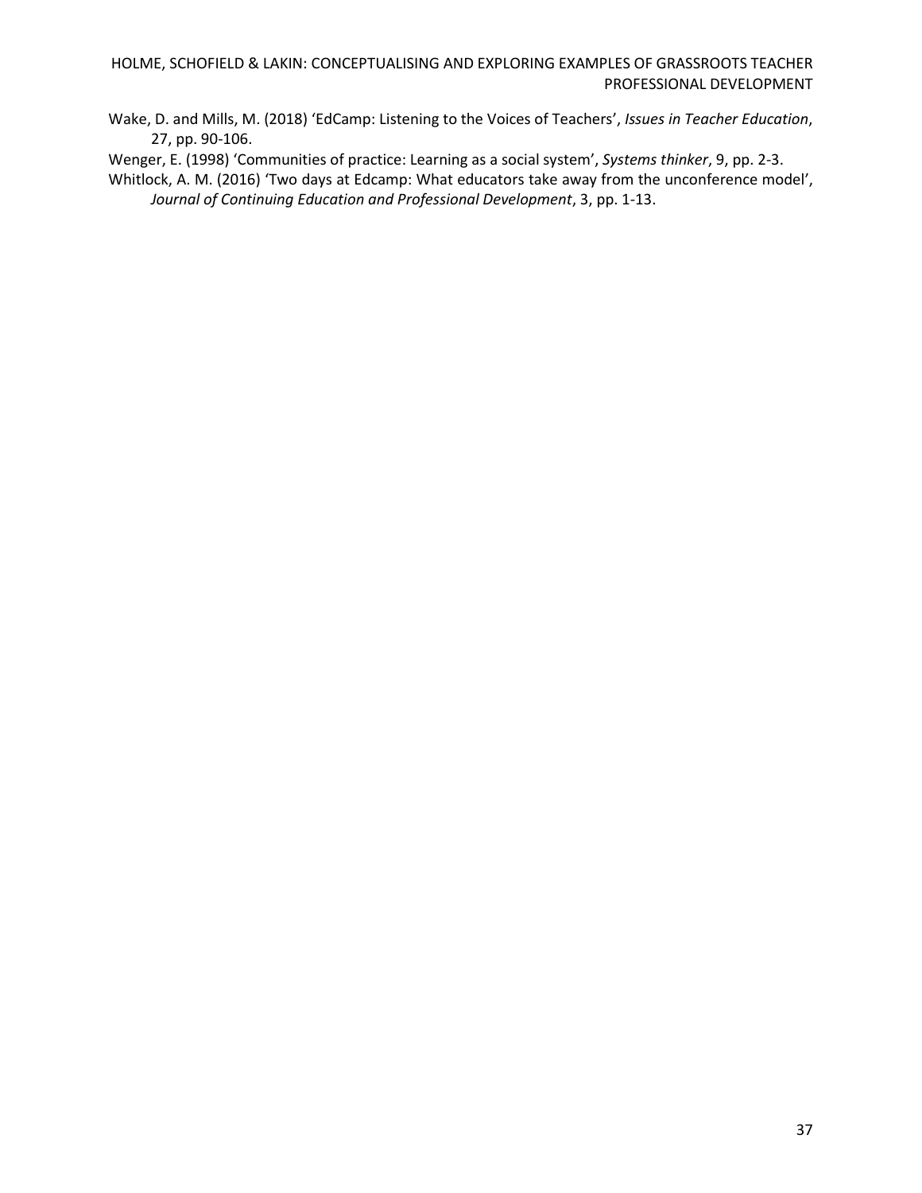Wake, D. and Mills, M. (2018) 'EdCamp: Listening to the Voices of Teachers', *Issues in Teacher Education*, 27, pp. 90-106.

Wenger, E. (1998) 'Communities of practice: Learning as a social system', *Systems thinker*, 9, pp. 2-3.

Whitlock, A. M. (2016) 'Two days at Edcamp: What educators take away from the unconference model', *Journal of Continuing Education and Professional Development*, 3, pp. 1-13.